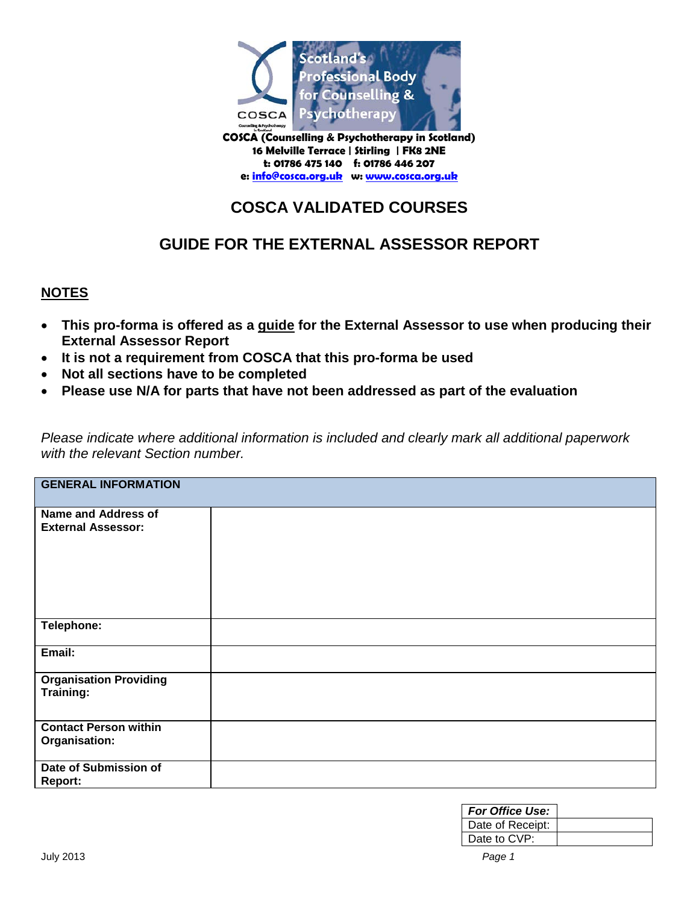Scotland's Professional Body for Counselling & Psychotherapy

**COSCA (Counselling & Psychotherapy in Scotland)**
**16 Melville Terrace | Stirling | FK8 2NE**
**t: 01786 475 140 f: 01786 446 207**
**e: info@cosca.org.uk w: www.cosca.org.uk**

# COSCA VALIDATED COURSES

## GUIDE FOR THE EXTERNAL ASSESSOR REPORT

**NOTES**

- **This pro-forma is offered as a guide for the External Assessor to use when producing their External Assessor Report**
- **It is not a requirement from COSCA that this pro-forma be used**
- **Not all sections have to be completed**
- **Please use N/A for parts that have not been addressed as part of the evaluation**

*Please indicate where additional information is included and clearly mark all additional paperwork with the relevant Section number.*

| GENERAL INFORMATION | |
|---|---|
| **Name and Address of External Assessor:** | |
| **Telephone:** | |
| **Email:** | |
| **Organisation Providing Training:** | |
| **Contact Person within Organisation:** | |
| **Date of Submission of Report:** | |

| *For Office Use:* | |
|---|---|
| Date of Receipt: | |
| Date to CVP: | |

July 2013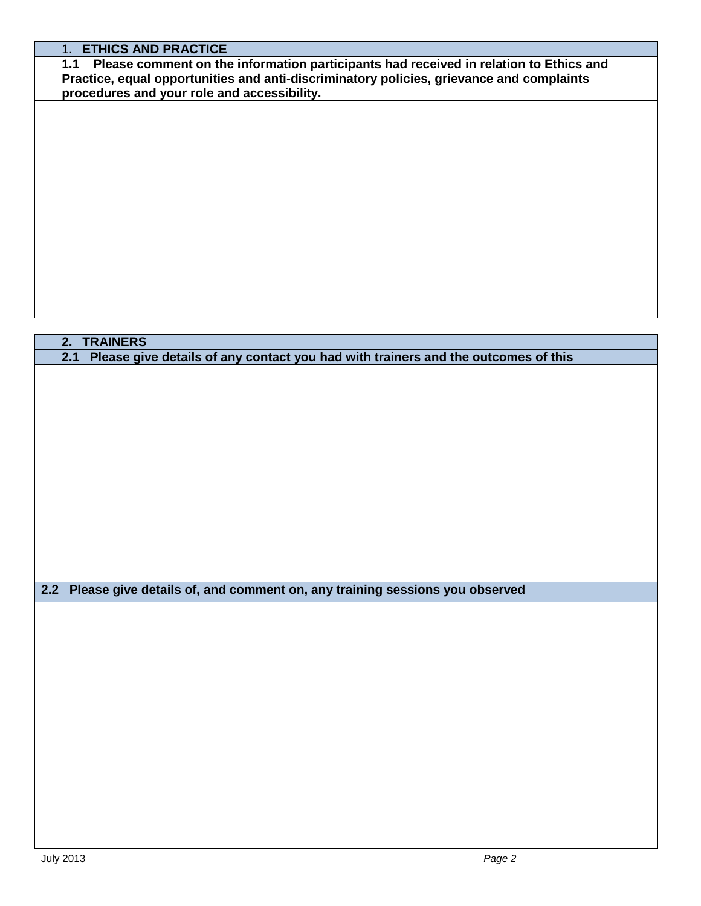## 1. ETHICS AND PRACTICE

**1.1 Please comment on the information participants had received in relation to Ethics and Practice, equal opportunities and anti-discriminatory policies, grievance and complaints procedures and your role and accessibility.**

## 2. TRAINERS

**2.1 Please give details of any contact you had with trainers and the outcomes of this**

**2.2 Please give details of, and comment on, any training sessions you observed**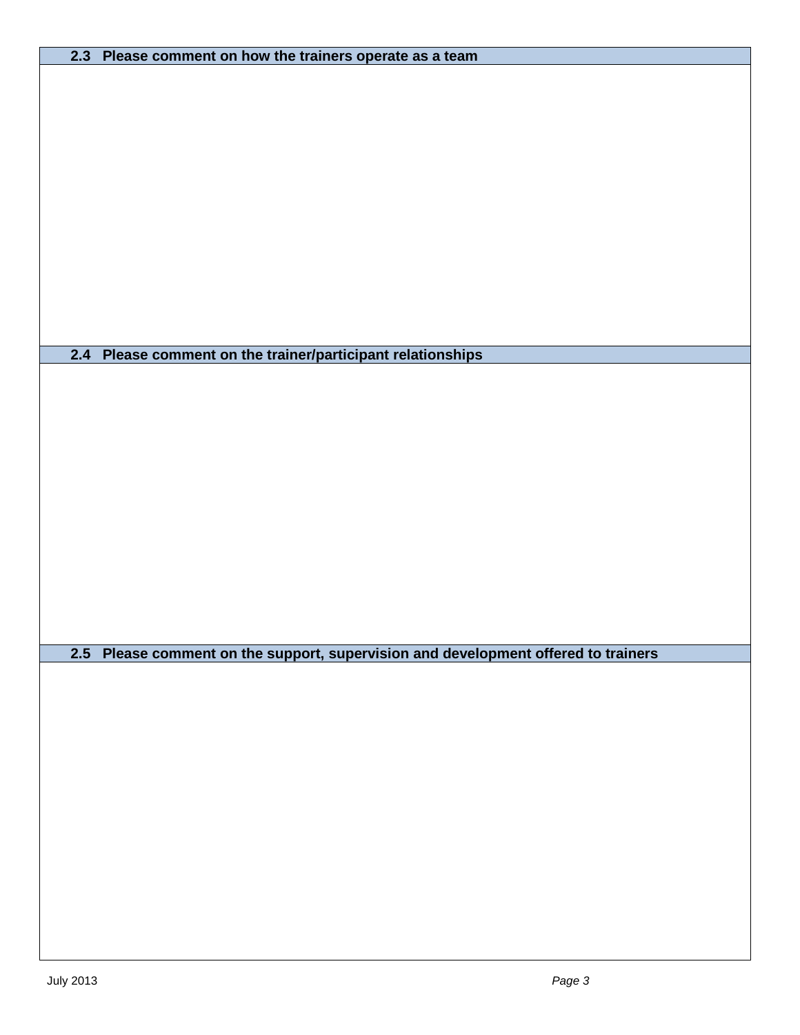| 2.3 Please comment on how the trainers operate as a team |
| --- |
| |

| 2.4 Please comment on the trainer/participant relationships |
| --- |
| |

| 2.5 Please comment on the support, supervision and development offered to trainers |
| --- |
| |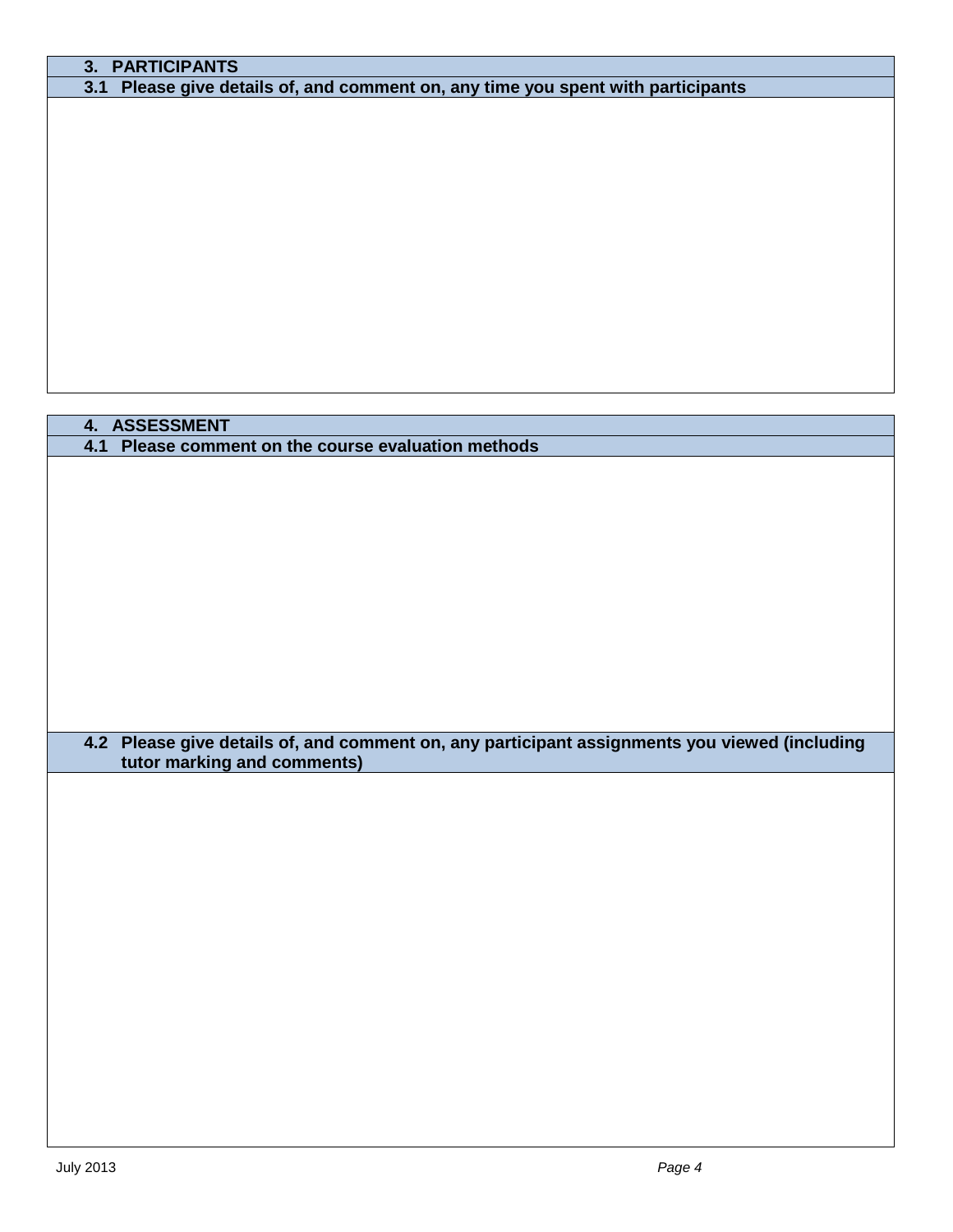## 3. PARTICIPANTS

### 3.1 Please give details of, and comment on, any time you spent with participants

## 4. ASSESSMENT

### 4.1 Please comment on the course evaluation methods

### 4.2 Please give details of, and comment on, any participant assignments you viewed (including tutor marking and comments)

July 2013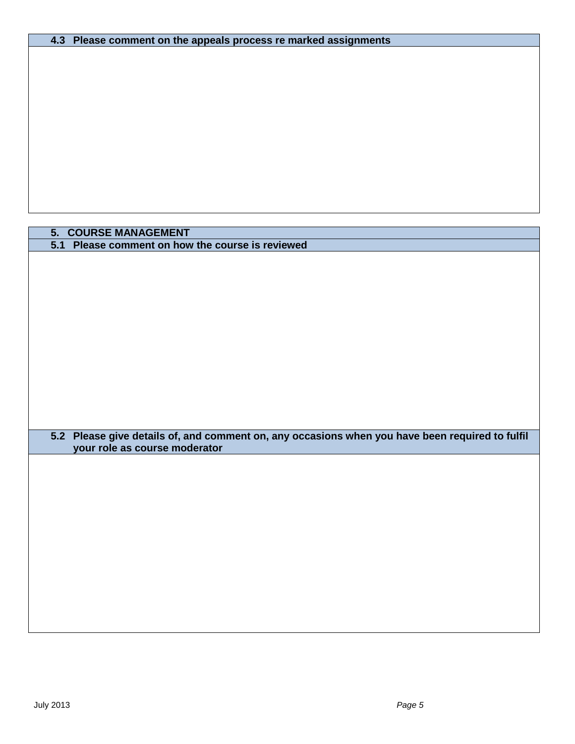| 4.3 Please comment on the appeals process re marked assignments |
| --- |
| |

| 5. COURSE MANAGEMENT |
| --- |
| **5.1 Please comment on how the course is reviewed** |
| |
| **5.2 Please give details of, and comment on, any occasions when you have been required to fulfil your role as course moderator** |
| |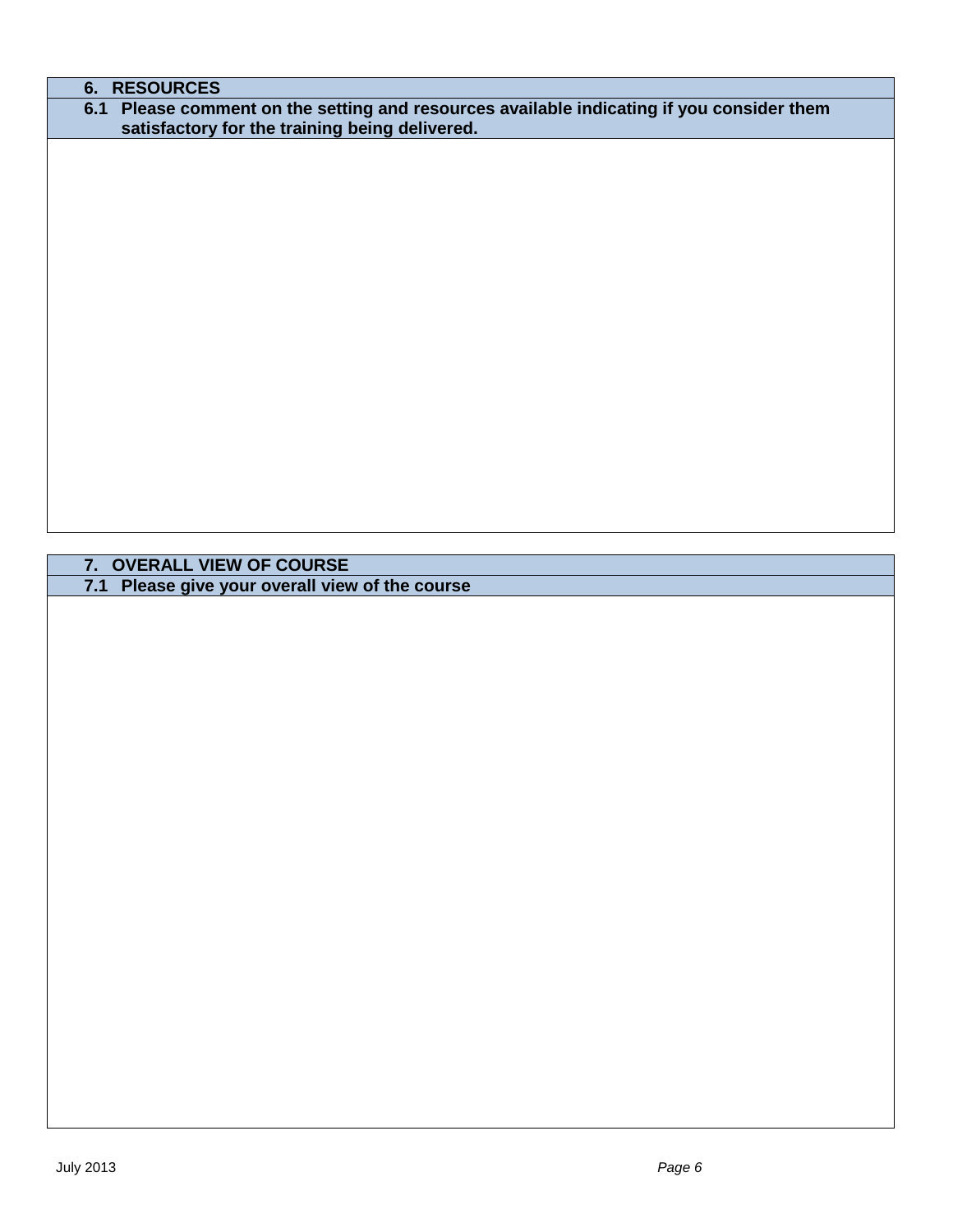| 6. RESOURCES |
|---|
| 6.1 Please comment on the setting and resources available indicating if you consider them satisfactory for the training being delivered. |
| |

| 7. OVERALL VIEW OF COURSE |
|---|
| 7.1 Please give your overall view of the course |
| |

July 2013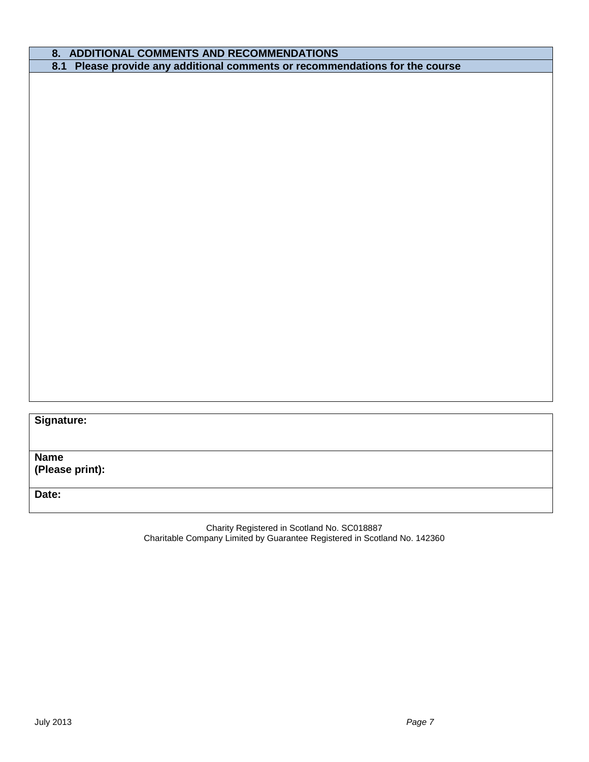## 8. ADDITIONAL COMMENTS AND RECOMMENDATIONS

### 8.1 Please provide any additional comments or recommendations for the course

| | |
|---|---|
| **Signature:** | |
| **Name (Please print):** | |
| **Date:** | |

Charity Registered in Scotland No. SC018887
Charitable Company Limited by Guarantee Registered in Scotland No. 142360

July 2013